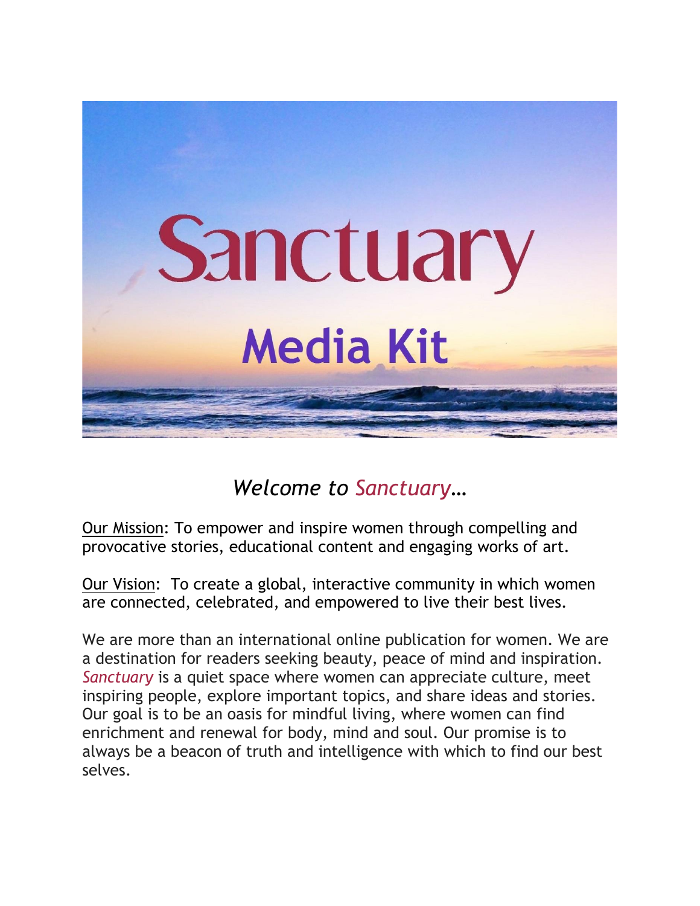# Sanctuary

## Media Kit

*Welcome to Sanctuary…*

Our Mission: To empower and inspire women through compelling and provocative stories, educational content and engaging works of art.

Our Vision: To create a global, interactive community in which women are connected, celebrated, and empowered to live their best lives.

We are more than an international online publication for women. We are a destination for readers seeking beauty, peace of mind and inspiration. *Sanctuary* is a quiet space where women can appreciate culture, meet inspiring people, explore important topics, and share ideas and stories. Our goal is to be an oasis for mindful living, where women can find enrichment and renewal for body, mind and soul. Our promise is to always be a beacon of truth and intelligence with which to find our best selves.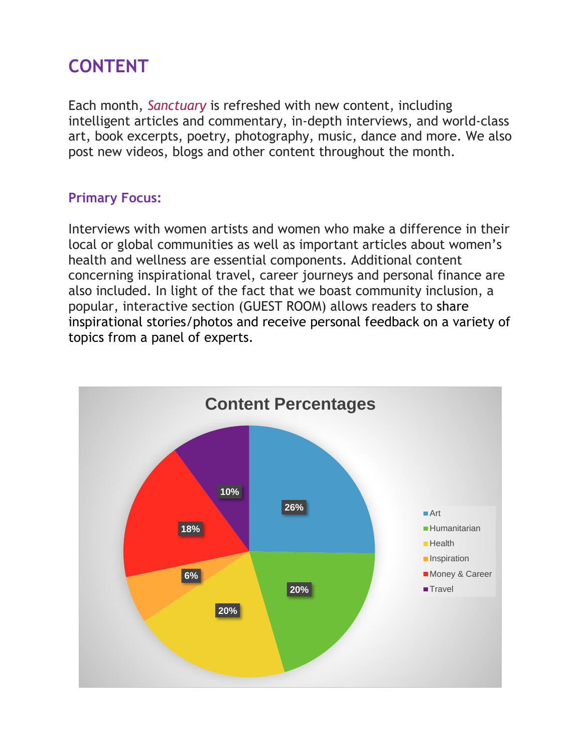# CONTENT

Each month, *Sanctuary* is refreshed with new content, including intelligent articles and commentary, in-depth interviews, and world-class art, book excerpts, poetry, photography, music, dance and more. We also post new videos, blogs and other content throughout the month.

## Primary Focus:

Interviews with women artists and women who make a difference in their local or global communities as well as important articles about women's health and wellness are essential components. Additional content concerning inspirational travel, career journeys and personal finance are also included. In light of the fact that we boast community inclusion, a popular, interactive section (GUEST ROOM) allows readers to share inspirational stories/photos and receive personal feedback on a variety of topics from a panel of experts.

**Content Percentages**

| Category | Percentage |
| --- | --- |
| Art | 26% |
| Humanitarian | 20% |
| Health | 20% |
| Inspiration | 6% |
| Money & Career | 18% |
| Travel | 10% |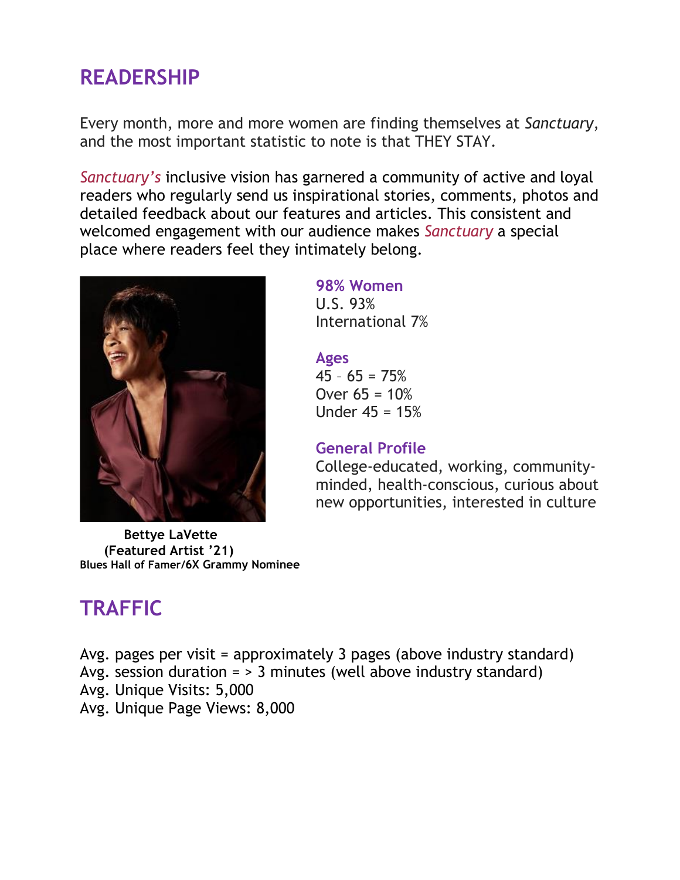## READERSHIP

Every month, more and more women are finding themselves at *Sanctuary*, and the most important statistic to note is that THEY STAY.

*Sanctuary's* inclusive vision has garnered a community of active and loyal readers who regularly send us inspirational stories, comments, photos and detailed feedback about our features and articles. This consistent and welcomed engagement with our audience makes *Sanctuary* a special place where readers feel they intimately belong.

**Bettye LaVette**
**(Featured Artist '21)**
**Blues Hall of Famer/6X Grammy Nominee**

### 98% Women

U.S. 93%
International 7%

### Ages

45 – 65 = 75%
Over 65 = 10%
Under 45 = 15%

### General Profile

College-educated, working, community-minded, health-conscious, curious about new opportunities, interested in culture

## TRAFFIC

Avg. pages per visit = approximately 3 pages (above industry standard)
Avg. session duration = > 3 minutes (well above industry standard)
Avg. Unique Visits: 5,000
Avg. Unique Page Views: 8,000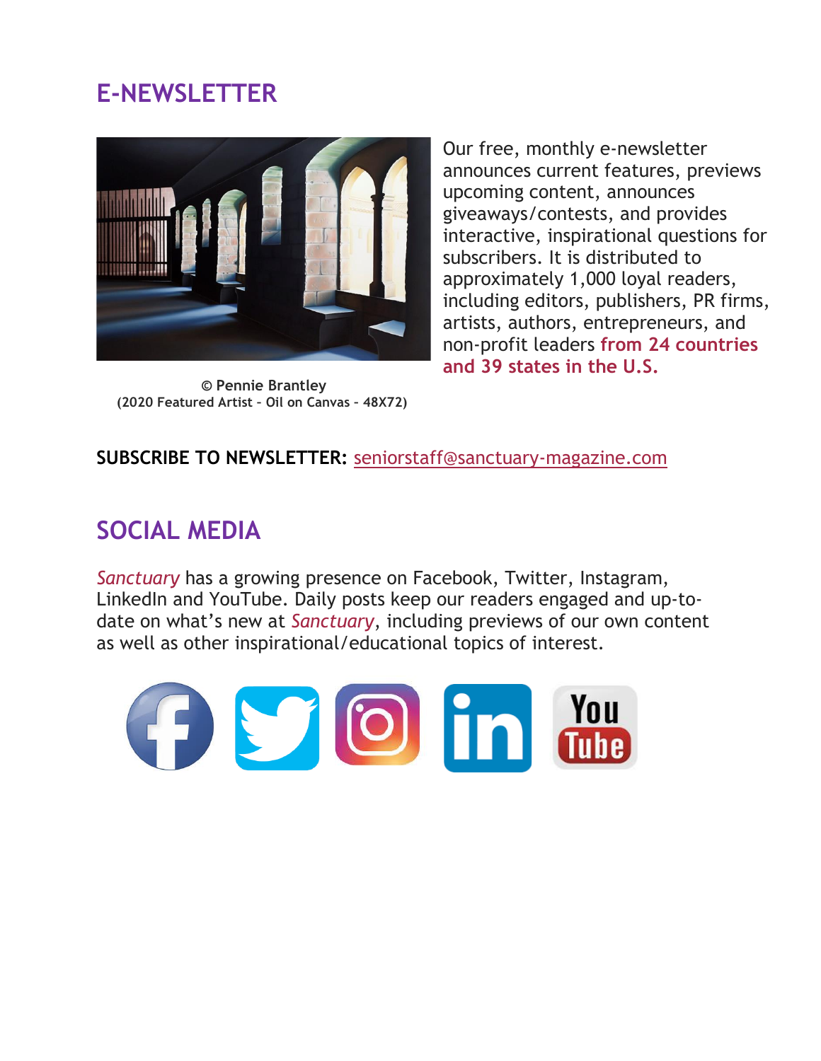## E-NEWSLETTER

Our free, monthly e-newsletter announces current features, previews upcoming content, announces giveaways/contests, and provides interactive, inspirational questions for subscribers. It is distributed to approximately 1,000 loyal readers, including editors, publishers, PR firms, artists, authors, entrepreneurs, and non-profit leaders **from 24 countries and 39 states in the U.S.**

**© Pennie Brantley**
**(2020 Featured Artist – Oil on Canvas – 48X72)**

**SUBSCRIBE TO NEWSLETTER:** seniorstaff@sanctuary-magazine.com

## SOCIAL MEDIA

*Sanctuary* has a growing presence on Facebook, Twitter, Instagram, LinkedIn and YouTube. Daily posts keep our readers engaged and up-to-date on what's new at *Sanctuary*, including previews of our own content as well as other inspirational/educational topics of interest.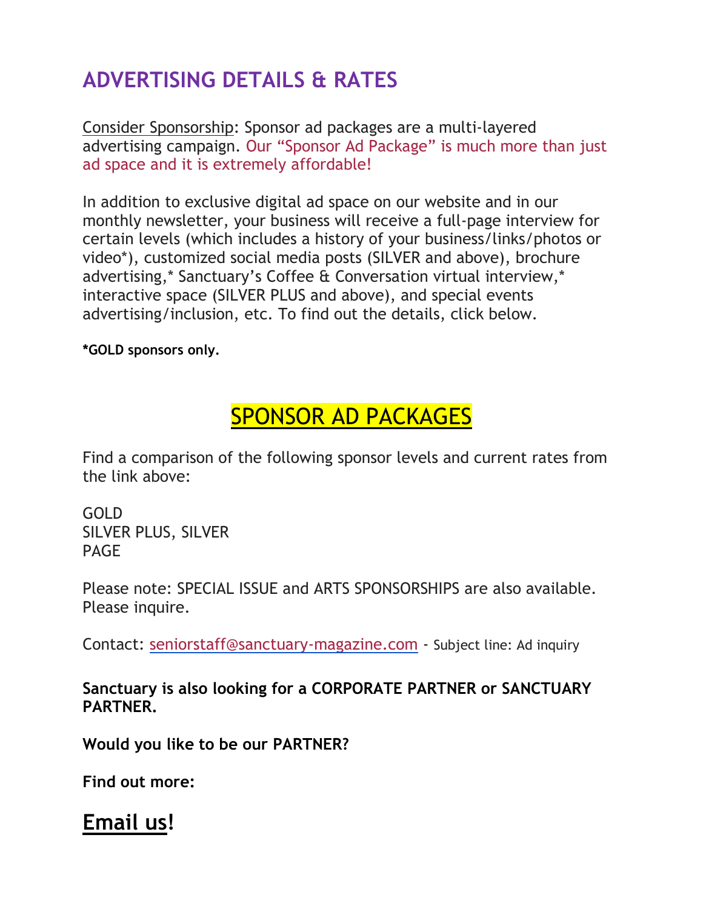# ADVERTISING DETAILS & RATES

Consider Sponsorship: Sponsor ad packages are a multi-layered advertising campaign. Our "Sponsor Ad Package" is much more than just ad space and it is extremely affordable!

In addition to exclusive digital ad space on our website and in our monthly newsletter, your business will receive a full-page interview for certain levels (which includes a history of your business/links/photos or video*), customized social media posts (SILVER and above), brochure advertising,* Sanctuary's Coffee & Conversation virtual interview,* interactive space (SILVER PLUS and above), and special events advertising/inclusion, etc. To find out the details, click below.

**\*GOLD sponsors only.**

## SPONSOR AD PACKAGES

Find a comparison of the following sponsor levels and current rates from the link above:

GOLD
SILVER PLUS, SILVER
PAGE

Please note: SPECIAL ISSUE and ARTS SPONSORSHIPS are also available. Please inquire.

Contact: seniorstaff@sanctuary-magazine.com - Subject line: Ad inquiry

**Sanctuary is also looking for a CORPORATE PARTNER or SANCTUARY PARTNER.**

**Would you like to be our PARTNER?**

**Find out more:**

## Email us!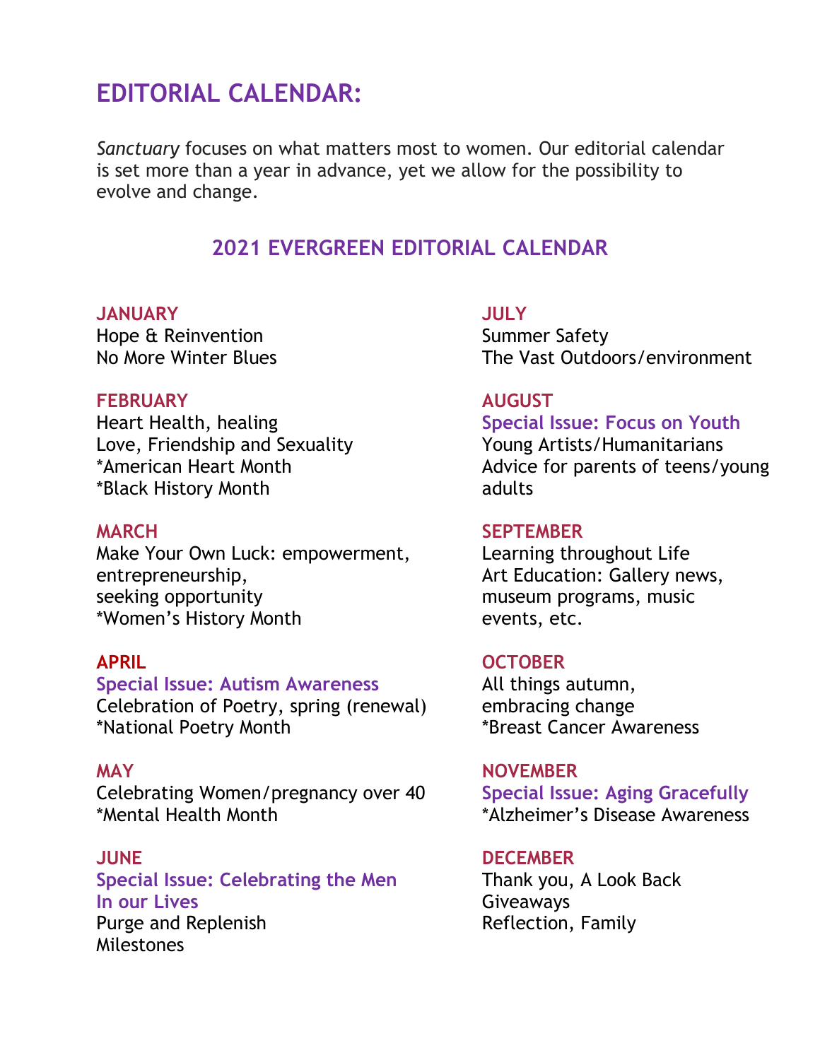# EDITORIAL CALENDAR:

*Sanctuary* focuses on what matters most to women. Our editorial calendar is set more than a year in advance, yet we allow for the possibility to evolve and change.

## 2021 EVERGREEN EDITORIAL CALENDAR

**JANUARY**
Hope & Reinvention
No More Winter Blues

**FEBRUARY**
Heart Health, healing
Love, Friendship and Sexuality
*American Heart Month
*Black History Month

**MARCH**
Make Your Own Luck: empowerment, entrepreneurship, seeking opportunity
*Women's History Month

**APRIL**
**Special Issue: Autism Awareness**
Celebration of Poetry, spring (renewal)
*National Poetry Month

**MAY**
Celebrating Women/pregnancy over 40
*Mental Health Month

**JUNE**
**Special Issue: Celebrating the Men In our Lives**
Purge and Replenish
Milestones

**JULY**
Summer Safety
The Vast Outdoors/environment

**AUGUST**
**Special Issue: Focus on Youth**
Young Artists/Humanitarians
Advice for parents of teens/young adults

**SEPTEMBER**
Learning throughout Life
Art Education: Gallery news, museum programs, music events, etc.

**OCTOBER**
All things autumn, embracing change
*Breast Cancer Awareness

**NOVEMBER**
**Special Issue: Aging Gracefully**
*Alzheimer's Disease Awareness

**DECEMBER**
Thank you, A Look Back
Giveaways
Reflection, Family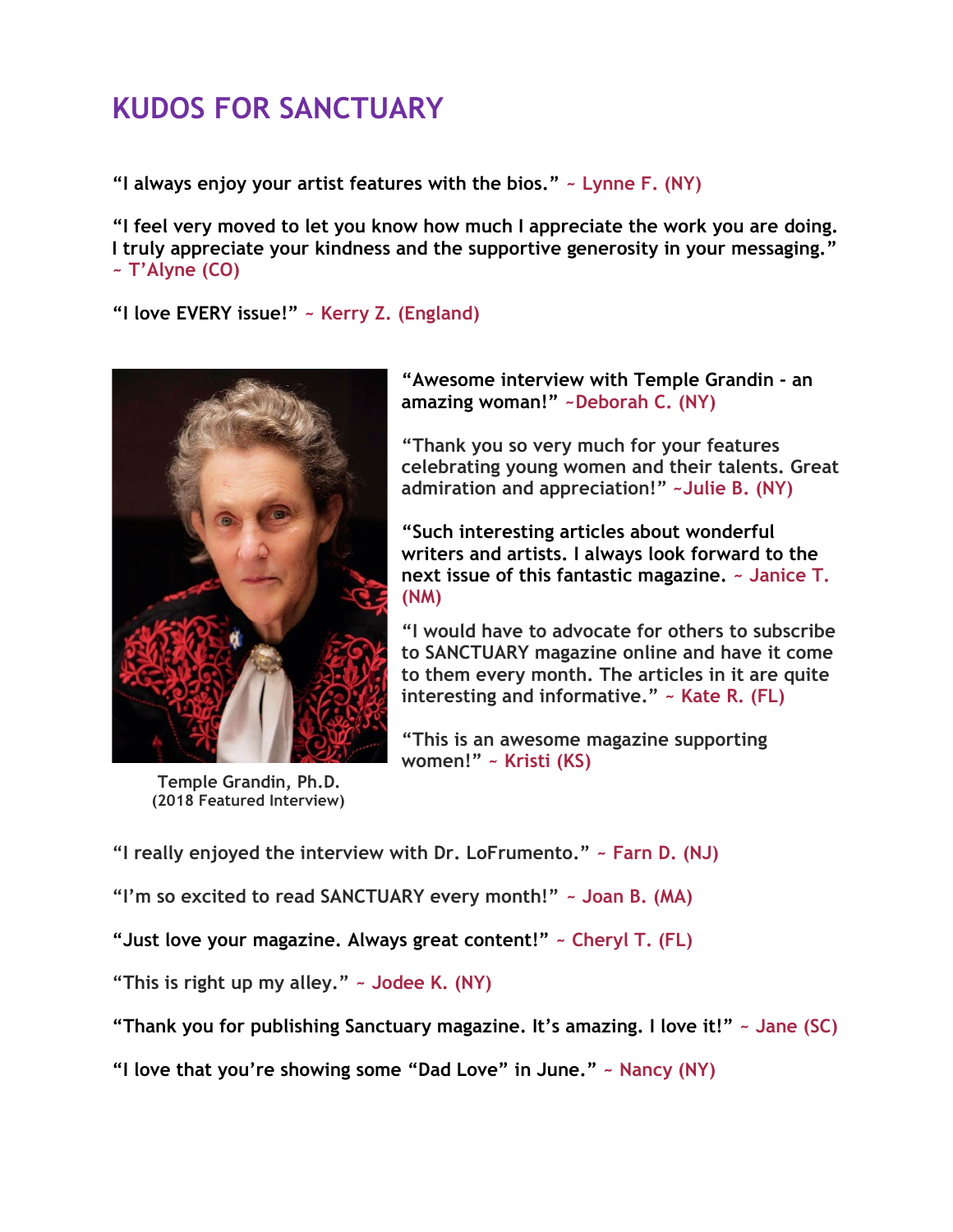# KUDOS FOR SANCTUARY

"I always enjoy your artist features with the bios." ~ Lynne F. (NY)

"I feel very moved to let you know how much I appreciate the work you are doing. I truly appreciate your kindness and the supportive generosity in your messaging." ~ T'Alyne (CO)

"I love EVERY issue!" ~ Kerry Z. (England)

Temple Grandin, Ph.D.
(2018 Featured Interview)

"Awesome interview with Temple Grandin - an amazing woman!" ~Deborah C. (NY)

"Thank you so very much for your features celebrating young women and their talents. Great admiration and appreciation!" ~Julie B. (NY)

"Such interesting articles about wonderful writers and artists. I always look forward to the next issue of this fantastic magazine. ~ Janice T. (NM)

"I would have to advocate for others to subscribe to SANCTUARY magazine online and have it come to them every month. The articles in it are quite interesting and informative." ~ Kate R. (FL)

"This is an awesome magazine supporting women!" ~ Kristi (KS)

"I really enjoyed the interview with Dr. LoFrumento." ~ Farn D. (NJ)

"I'm so excited to read SANCTUARY every month!" ~ Joan B. (MA)

"Just love your magazine. Always great content!" ~ Cheryl T. (FL)

"This is right up my alley." ~ Jodee K. (NY)

"Thank you for publishing Sanctuary magazine. It's amazing. I love it!" ~ Jane (SC)

"I love that you're showing some "Dad Love" in June." ~ Nancy (NY)